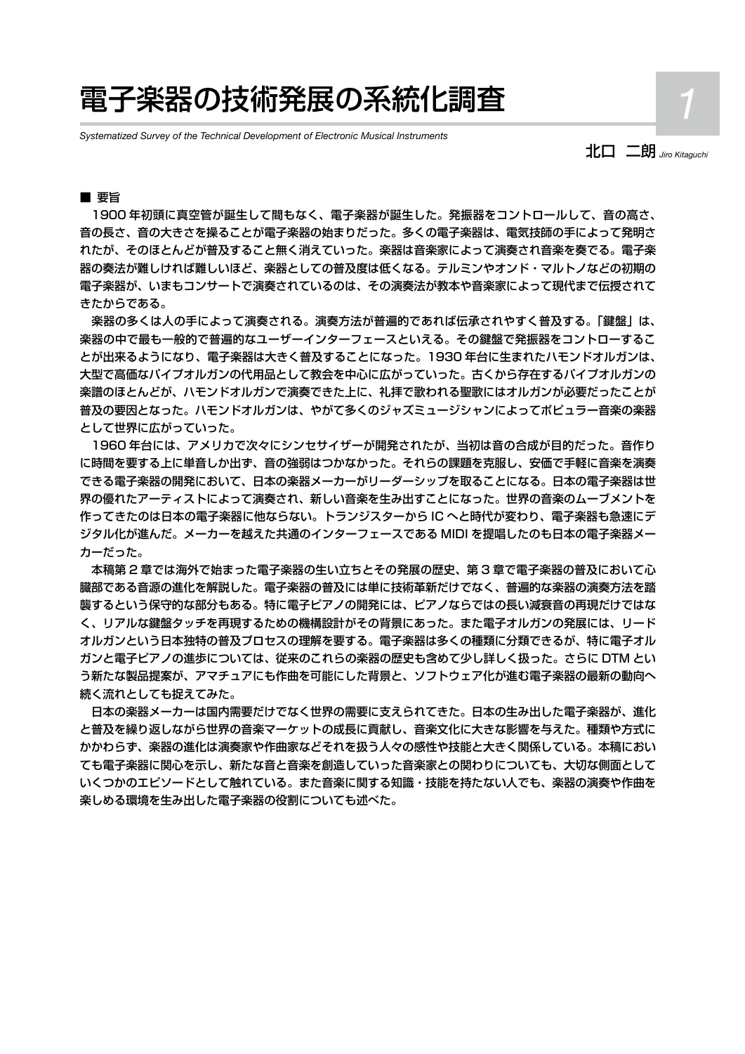# 電子楽器の技術発展の系統化調査

*Systematized Survey of the Technical Development of Electronic Musical Instruments*

北口 二朗 *Jiro Kitaguchi*

■ 要旨

1900 年初頭に真空管が誕生して間もなく、電子楽器が誕生した。発振器をコントロールして、音の高さ、音の長さ、音の大きさを操ることが電子楽器の始まりだった。多くの電子楽器は、電気技師の手によって発明されたが、そのほとんどが普及すること無く消えていった。楽器は音楽家によって演奏され音楽を奏でる。電子楽器の奏法が難しければ難しいほど、楽器としての普及度は低くなる。テルミンやオンド・マルトノなどの初期の電子楽器が、いまもコンサートで演奏されているのは、その演奏法が教本や音楽家によって現代まで伝授されてきたからである。

楽器の多くは人の手によって演奏される。演奏方法が普遍的であれば伝承されやすく普及する。「鍵盤」は、楽器の中で最も一般的で普遍的なユーザーインターフェースといえる。その鍵盤で発振器をコントロールすることが出来るようになり、電子楽器は大きく普及することになった。1930 年台に生まれたハモンドオルガンは、大型で高価なパイプオルガンの代用品として教会を中心に広がっていった。古くから存在するパイプオルガンの楽譜のほとんどが、ハモンドオルガンで演奏できた上に、礼拝で歌われる聖歌にはオルガンが必要だったことが普及の要因となった。ハモンドオルガンは、やがて多くのジャズミュージシャンによってポピュラー音楽の楽器として世界に広がっていった。

1960 年台には、アメリカで次々にシンセサイザーが開発されたが、当初は音の合成が目的だった。音作りに時間を要する上に単音しか出ず、音の強弱はつかなかった。それらの課題を克服し、安価で手軽に音楽を演奏できる電子楽器の開発において、日本の楽器メーカーがリーダーシップを取ることになる。日本の電子楽器は世界の優れたアーティストによって演奏され、新しい音楽を生み出すことになった。世界の音楽のムーブメントを作ってきたのは日本の電子楽器に他ならない。トランジスターから IC へと時代が変わり、電子楽器も急速にデジタル化が進んだ。メーカーを越えた共通のインターフェースである MIDI を提唱したのも日本の電子楽器メーカーだった。

本稿第 2 章では海外で始まった電子楽器の生い立ちとその発展の歴史、第 3 章で電子楽器の普及において心臓部である音源の進化を解説した。電子楽器の普及には単に技術革新だけでなく、普遍的な楽器の演奏方法を踏襲するという保守的な部分もある。特に電子ピアノの開発には、ピアノならではの長い減衰音の再現だけではなく、リアルな鍵盤タッチを再現するための機構設計がその背景にあった。また電子オルガンの発展には、リードオルガンという日本独特の普及プロセスの理解を要する。電子楽器は多くの種類に分類できるが、特に電子オルガンと電子ピアノの進歩については、従来のこれらの楽器の歴史も含めて少し詳しく扱った。さらに DTM という新たな製品提案が、アマチュアにも作曲を可能にした背景と、ソフトウェア化が進む電子楽器の最新の動向へ続く流れとしても捉えてみた。

日本の楽器メーカーは国内需要だけでなく世界の需要に支えられてきた。日本の生み出した電子楽器が、進化と普及を繰り返しながら世界の音楽マーケットの成長に貢献し、音楽文化に大きな影響を与えた。種類や方式にかかわらず、楽器の進化は演奏家や作曲家などそれを扱う人々の感性や技能と大きく関係している。本稿においても電子楽器に関心を示し、新たな音色と音楽を創造していった音楽家との関わりについても、大切な側面としていくつかのエピソードとして触れている。また音楽に関する知識・技能を持たない人でも、楽器の演奏や作曲を楽しめる環境を生み出した電子楽器の役割についても述べた。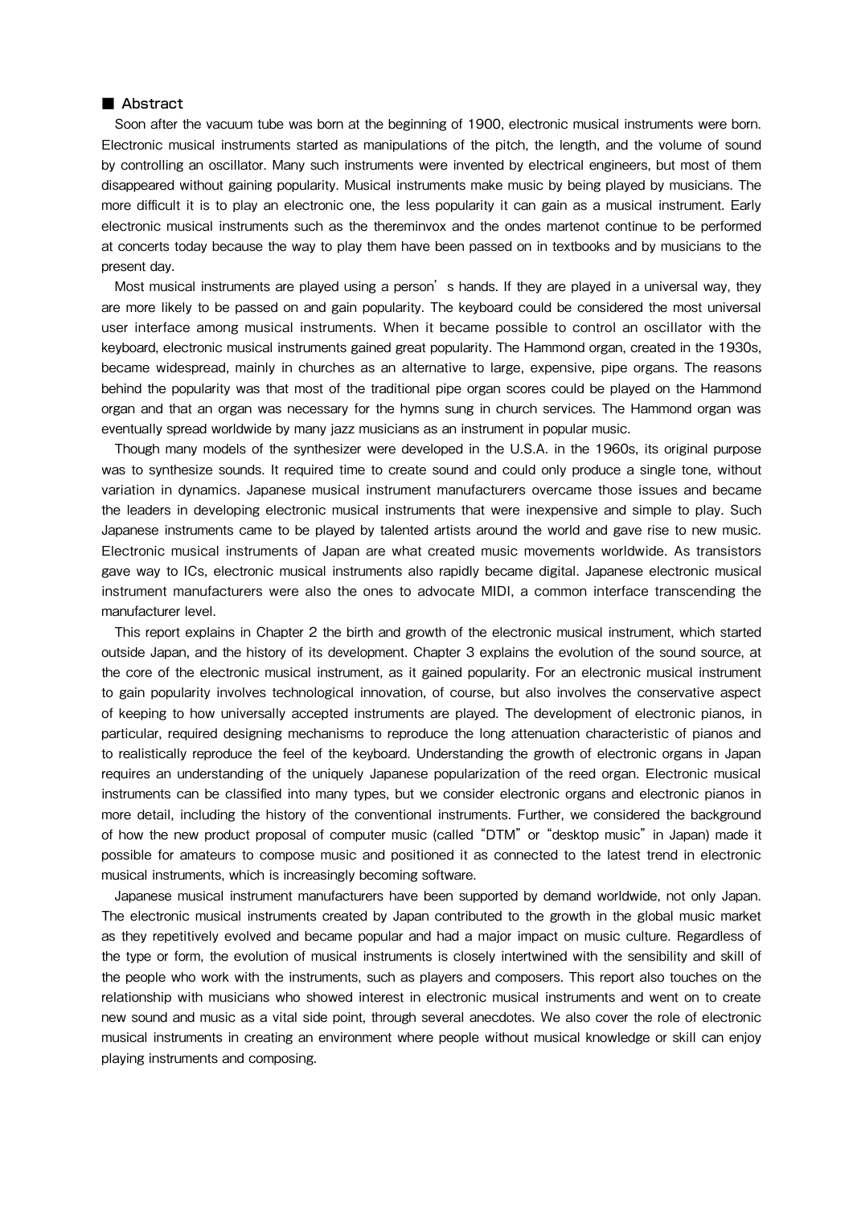## ■ Abstract

Soon after the vacuum tube was born at the beginning of 1900, electronic musical instruments were born. Electronic musical instruments started as manipulations of the pitch, the length, and the volume of sound by controlling an oscillator. Many such instruments were invented by electrical engineers, but most of them disappeared without gaining popularity. Musical instruments make music by being played by musicians. The more difficult it is to play an electronic one, the less popularity it can gain as a musical instrument. Early electronic musical instruments such as the thereminvox and the ondes martenot continue to be performed at concerts today because the way to play them have been passed on in textbooks and by musicians to the present day.

Most musical instruments are played using a person's hands. If they are played in a universal way, they are more likely to be passed on and gain popularity. The keyboard could be considered the most universal user interface among musical instruments. When it became possible to control an oscillator with the keyboard, electronic musical instruments gained great popularity. The Hammond organ, created in the 1930s, became widespread, mainly in churches as an alternative to large, expensive, pipe organs. The reasons behind the popularity was that most of the traditional pipe organ scores could be played on the Hammond organ and that an organ was necessary for the hymns sung in church services. The Hammond organ was eventually spread worldwide by many jazz musicians as an instrument in popular music.

Though many models of the synthesizer were developed in the U.S.A. in the 1960s, its original purpose was to synthesize sounds. It required time to create sound and could only produce a single tone, without variation in dynamics. Japanese musical instrument manufacturers overcame those issues and became the leaders in developing electronic musical instruments that were inexpensive and simple to play. Such Japanese instruments came to be played by talented artists around the world and gave rise to new music. Electronic musical instruments of Japan are what created music movements worldwide. As transistors gave way to ICs, electronic musical instruments also rapidly became digital. Japanese electronic musical instrument manufacturers were also the ones to advocate MIDI, a common interface transcending the manufacturer level.

This report explains in Chapter 2 the birth and growth of the electronic musical instrument, which started outside Japan, and the history of its development. Chapter 3 explains the evolution of the sound source, at the core of the electronic musical instrument, as it gained popularity. For an electronic musical instrument to gain popularity involves technological innovation, of course, but also involves the conservative aspect of keeping to how universally accepted instruments are played. The development of electronic pianos, in particular, required designing mechanisms to reproduce the long attenuation characteristic of pianos and to realistically reproduce the feel of the keyboard. Understanding the growth of electronic organs in Japan requires an understanding of the uniquely Japanese popularization of the reed organ. Electronic musical instruments can be classified into many types, but we consider electronic organs and electronic pianos in more detail, including the history of the conventional instruments. Further, we considered the background of how the new product proposal of computer music (called "DTM" or "desktop music" in Japan) made it possible for amateurs to compose music and positioned it as connected to the latest trend in electronic musical instruments, which is increasingly becoming software.

Japanese musical instrument manufacturers have been supported by demand worldwide, not only Japan. The electronic musical instruments created by Japan contributed to the growth in the global music market as they repetitively evolved and became popular and had a major impact on music culture. Regardless of the type or form, the evolution of musical instruments is closely intertwined with the sensibility and skill of the people who work with the instruments, such as players and composers. This report also touches on the relationship with musicians who showed interest in electronic musical instruments and went on to create new sound and music as a vital side point, through several anecdotes. We also cover the role of electronic musical instruments in creating an environment where people without musical knowledge or skill can enjoy playing instruments and composing.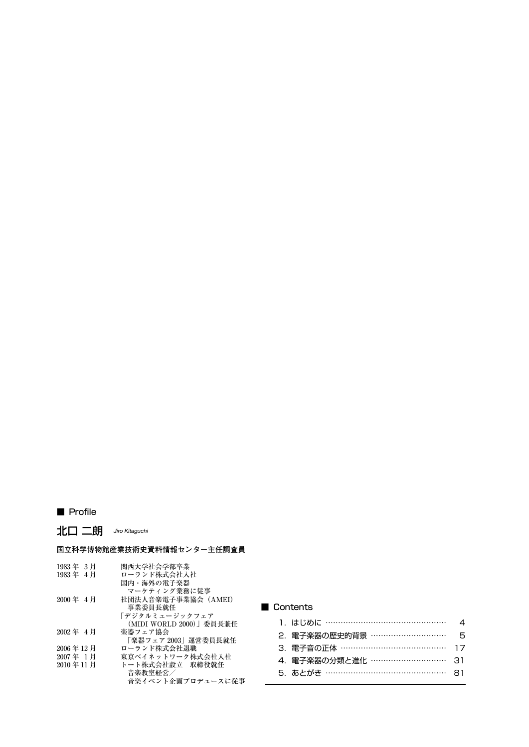## ■ Profile

### 北口 二朗 *Jiro Kitaguchi*

**国立科学博物館産業技術史資料情報センター主任調査員**

| | |
|---|---|
| 1983 年 3 月 | 関西大学社会学部卒業 |
| 1983 年 4 月 | ローランド株式会社入社<br>国内・海外の電子楽器<br>マーケティング業務に従事 |
| 2000 年 4 月 | 社団法人音楽電子事業協会（AMEI）<br>事業委員長就任<br>「デジタルミュージックフェア<br>（MIDI WORLD 2000）」委員長兼任 |
| 2002 年 4 月 | 楽器フェア協会<br>「楽器フェア 2003」運営委員長就任 |
| 2006 年 12 月 | ローランド株式会社退職 |
| 2007 年 1 月 | 東京ベイネットワーク株式会社入社 |
| 2010 年 11 月 | トート株式会社設立　取締役就任<br>音楽教室経営／<br>音楽イベント企画プロデュースに従事 |

## ■ Contents

1. はじめに …………………………………………… 4
2. 電子楽器の歴史的背景 ………………………… 5
3. 電子音の正体 …………………………………… 17
4. 電子楽器の分類と進化 ………………………… 31
5. あとがき ………………………………………… 81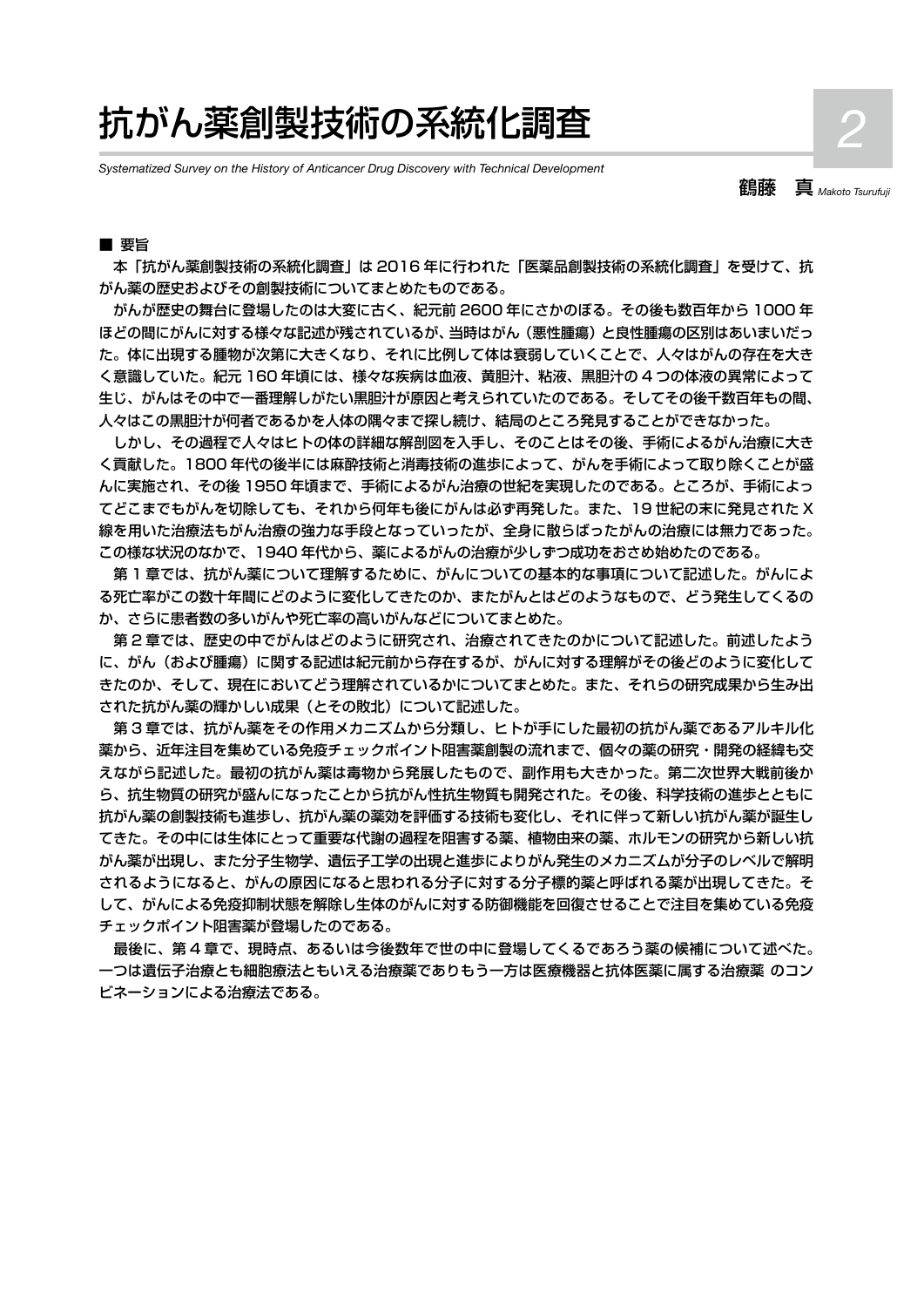# 抗がん薬創製技術の系統化調査

*Systematized Survey on the History of Anticancer Drug Discovery with Technical Development*

鶴藤　真 *Makoto Tsurufuji*

■ 要旨

本「抗がん薬創製技術の系統化調査」は 2016 年に行われた「医薬品創製技術の系統化調査」を受けて、抗がん薬の歴史およびその創製技術についてまとめたものである。

がんが歴史の舞台に登場したのは大変に古く、紀元前 2600 年にさかのぼる。その後も数百年から 1000 年ほどの間にがんに対する様々な記述が残されているが、当時はがん（悪性腫瘍）と良性腫瘍の区別はあいまいだった。体に出現する腫物が次第に大きくなり、それに比例して体は衰弱していくことで、人々はがんの存在を大きく意識していた。紀元 160 年頃には、様々な疾病は血液、黄胆汁、粘液、黒胆汁の４つの体液の異常によって生じ、がんはその中で一番理解しがたい黒胆汁が原因と考えられていたのである。そしてその後千数百年もの間、人々はこの黒胆汁が何者であるかを人体の隅々まで探し続け、結局のところ発見することができなかった。

しかし、その過程で人々はヒトの体の詳細な解剖図を入手し、そのことはその後、手術によるがん治療に大きく貢献した。1800 年代の後半には麻酔技術と消毒技術の進歩によって、がんを手術によって取り除くことが盛んに実施され、その後 1950 年頃まで、手術によるがん治療の世紀を実現したのである。ところが、手術によってどこまでもがんを切除しても、それから何年も後にがんは必ず再発した。また、19 世紀の末に発見された X 線を用いた治療法もがん治療の強力な手段となっていったが、全身に散らばったがんの治療には無力であった。この様な状況のなかで、1940 年代から、薬によるがんの治療が少しずつ成功をおさめ始めたのである。

第１章では、抗がん薬について理解するために、がんについての基本的な事項について記述した。がんによる死亡率がこの数十年間にどのように変化してきたのか、またがんとはどのようなもので、どう発生してくるのか、さらに患者数の多いがんや死亡率の高いがんなどについてまとめた。

第２章では、歴史の中でがんはどのように研究され、治療されてきたのかについて記述した。前述したように、がん（および腫瘍）に関する記述は紀元前から存在するが、がんに対する理解がその後どのように変化してきたのか、そして、現在においてどう理解されているかについてまとめた。また、それらの研究成果から生み出された抗がん薬の輝かしい成果（とその敗北）について記述した。

第３章では、抗がん薬をその作用メカニズムから分類し、ヒトが手にした最初の抗がん薬であるアルキル化薬から、近年注目を集めている免疫チェックポイント阻害薬創製の流れまで、個々の薬の研究・開発の経緯も交えながら記述した。最初の抗がん薬は毒物から発展したもので、副作用も大きかった。第二次世界大戦前後から、抗生物質の研究が盛んになったことから抗がん性抗生物質も開発された。その後、科学技術の進歩とともに抗がん薬の創製技術も進歩し、抗がん薬の薬効を評価する技術も変化し、それに伴って新しい抗がん薬が誕生してきた。その中には生体にとって重要な代謝の過程を阻害する薬、植物由来の薬、ホルモンの研究から新しい抗がん薬が出現し、また分子生物学、遺伝子工学の出現と進歩によりがん発生のメカニズムが分子のレベルで解明されるようになると、がんの原因になると思われる分子に対する分子標的薬と呼ばれる薬が出現してきた。そして、がんによる免疫抑制状態を解除し生体のがんに対する防御機能を回復させることで注目を集めている免疫チェックポイント阻害薬が登場したのである。

最後に、第４章で、現時点、あるいは今後数年で世の中に登場してくるであろう薬の候補について述べた。一つは遺伝子治療とも細胞療法ともいえる治療薬でありもう一方は医療機器と抗体医薬に属する治療薬 のコンビネーションによる治療法である。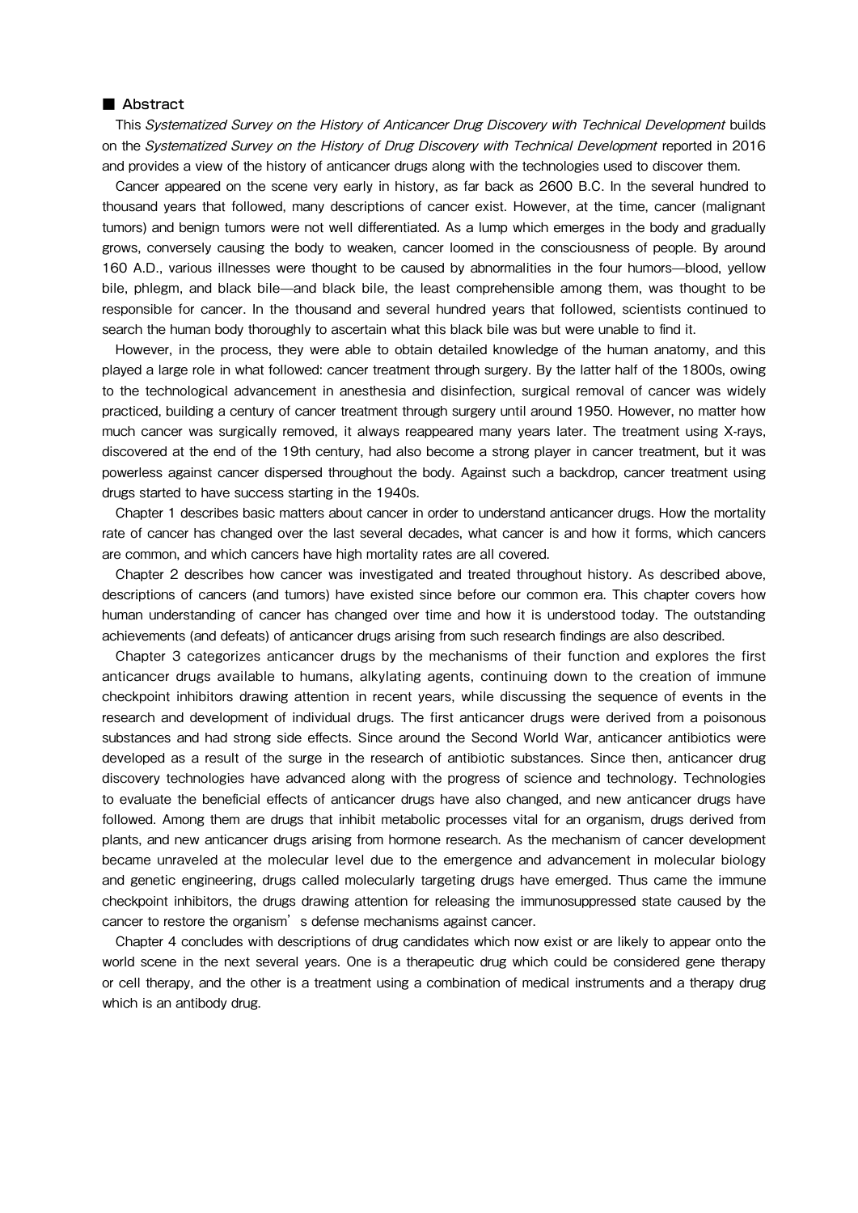## ■ Abstract

This *Systematized Survey on the History of Anticancer Drug Discovery with Technical Development* builds on the *Systematized Survey on the History of Drug Discovery with Technical Development* reported in 2016 and provides a view of the history of anticancer drugs along with the technologies used to discover them.

Cancer appeared on the scene very early in history, as far back as 2600 B.C. In the several hundred to thousand years that followed, many descriptions of cancer exist. However, at the time, cancer (malignant tumors) and benign tumors were not well differentiated. As a lump which emerges in the body and gradually grows, conversely causing the body to weaken, cancer loomed in the consciousness of people. By around 160 A.D., various illnesses were thought to be caused by abnormalities in the four humors—blood, yellow bile, phlegm, and black bile—and black bile, the least comprehensible among them, was thought to be responsible for cancer. In the thousand and several hundred years that followed, scientists continued to search the human body thoroughly to ascertain what this black bile was but were unable to find it.

However, in the process, they were able to obtain detailed knowledge of the human anatomy, and this played a large role in what followed: cancer treatment through surgery. By the latter half of the 1800s, owing to the technological advancement in anesthesia and disinfection, surgical removal of cancer was widely practiced, building a century of cancer treatment through surgery until around 1950. However, no matter how much cancer was surgically removed, it always reappeared many years later. The treatment using X-rays, discovered at the end of the 19th century, had also become a strong player in cancer treatment, but it was powerless against cancer dispersed throughout the body. Against such a backdrop, cancer treatment using drugs started to have success starting in the 1940s.

Chapter 1 describes basic matters about cancer in order to understand anticancer drugs. How the mortality rate of cancer has changed over the last several decades, what cancer is and how it forms, which cancers are common, and which cancers have high mortality rates are all covered.

Chapter 2 describes how cancer was investigated and treated throughout history. As described above, descriptions of cancers (and tumors) have existed since before our common era. This chapter covers how human understanding of cancer has changed over time and how it is understood today. The outstanding achievements (and defeats) of anticancer drugs arising from such research findings are also described.

Chapter 3 categorizes anticancer drugs by the mechanisms of their function and explores the first anticancer drugs available to humans, alkylating agents, continuing down to the creation of immune checkpoint inhibitors drawing attention in recent years, while discussing the sequence of events in the research and development of individual drugs. The first anticancer drugs were derived from a poisonous substances and had strong side effects. Since around the Second World War, anticancer antibiotics were developed as a result of the surge in the research of antibiotic substances. Since then, anticancer drug discovery technologies have advanced along with the progress of science and technology. Technologies to evaluate the beneficial effects of anticancer drugs have also changed, and new anticancer drugs have followed. Among them are drugs that inhibit metabolic processes vital for an organism, drugs derived from plants, and new anticancer drugs arising from hormone research. As the mechanism of cancer development became unraveled at the molecular level due to the emergence and advancement in molecular biology and genetic engineering, drugs called molecularly targeting drugs have emerged. Thus came the immune checkpoint inhibitors, the drugs drawing attention for releasing the immunosuppressed state caused by the cancer to restore the organism's defense mechanisms against cancer.

Chapter 4 concludes with descriptions of drug candidates which now exist or are likely to appear onto the world scene in the next several years. One is a therapeutic drug which could be considered gene therapy or cell therapy, and the other is a treatment using a combination of medical instruments and a therapy drug which is an antibody drug.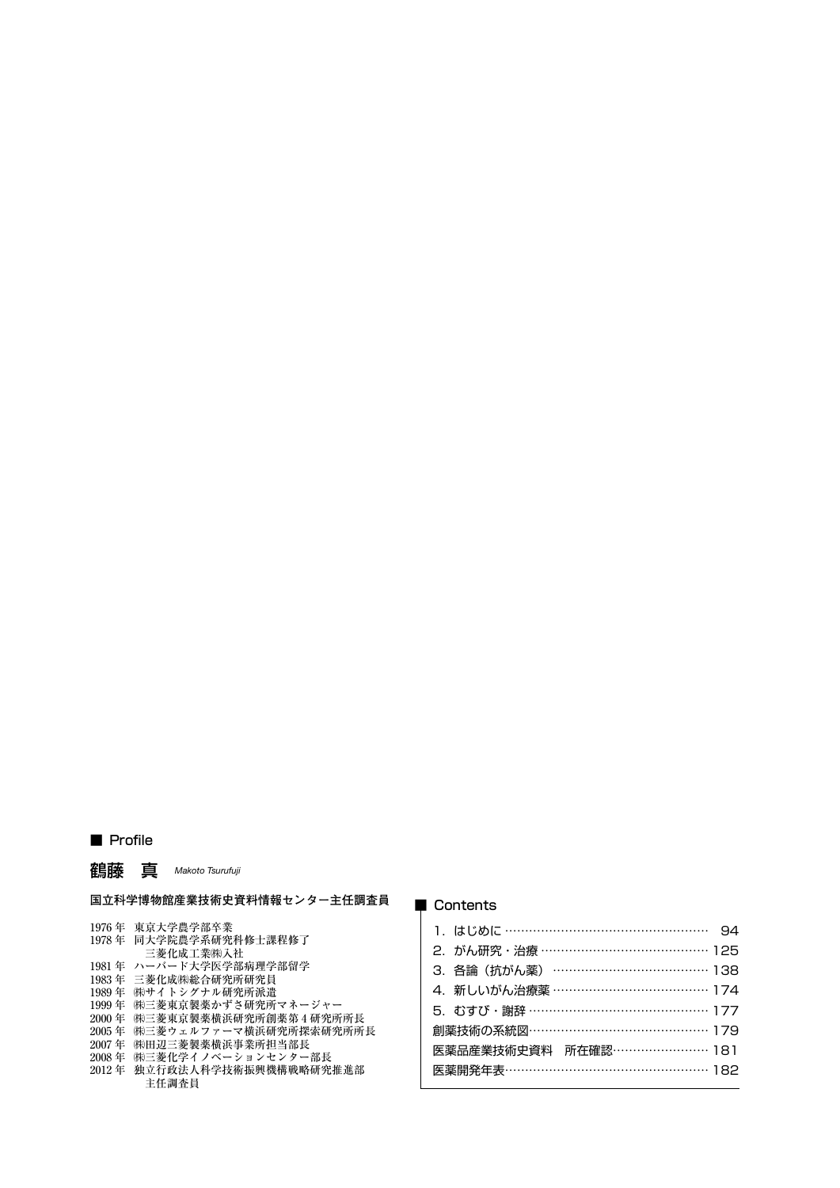## ■ Profile

**鶴藤　真** *Makoto Tsurufuji*

**国立科学博物館産業技術史資料情報センター主任調査員**

1976 年　東京大学農学部卒業
1978 年　同大学院農学系研究科修士課程修了
　　　　三菱化成工業㈱入社
1981 年　ハーバード大学医学部病理学部留学
1983 年　三菱化成㈱総合研究所研究員
1989 年　㈱サイトシグナル研究所派遣
1999 年　㈱三菱東京製薬かずさ研究所マネージャー
2000 年　㈱三菱東京製薬横浜研究所創薬第 4 研究所所長
2005 年　㈱三菱ウェルファーマ横浜研究所探索研究所所長
2007 年　㈱田辺三菱製薬横浜事業所担当部長
2008 年　㈱三菱化学イノベーションセンター部長
2012 年　独立行政法人科学技術振興機構戦略研究推進部
　　　　主任調査員

## ■ Contents

1．はじめに……………………………………………… 94
2．がん研究・治療…………………………………… 125
3．各論（抗がん薬）………………………………… 138
4．新しいがん治療薬………………………………… 174
5．むすび・謝辞……………………………………… 177
創薬技術の系統図………………………………………… 179
医薬品産業技術史資料　所在確認…………………… 181
医薬開発年表……………………………………………… 182